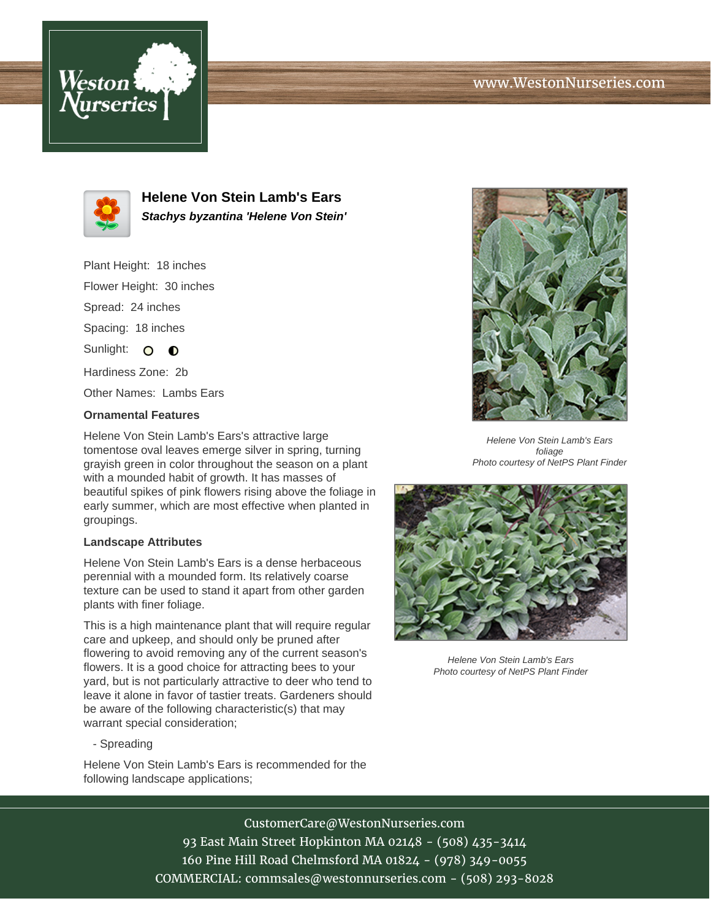# Helene Von Stein Lamb's Ears

***Stachys byzantina* 'Helene Von Stein'**

Plant Height: 18 inches

Flower Height: 30 inches

Spread: 24 inches

Spacing: 18 inches

Sunlight:

Hardiness Zone: 2b

Other Names: Lambs Ears

## Ornamental Features

Helene Von Stein Lamb's Ears's attractive large tomentose oval leaves emerge silver in spring, turning grayish green in color throughout the season on a plant with a mounded habit of growth. It has masses of beautiful spikes of pink flowers rising above the foliage in early summer, which are most effective when planted in groupings.

## Landscape Attributes

Helene Von Stein Lamb's Ears is a dense herbaceous perennial with a mounded form. Its relatively coarse texture can be used to stand it apart from other garden plants with finer foliage.

This is a high maintenance plant that will require regular care and upkeep, and should only be pruned after flowering to avoid removing any of the current season's flowers. It is a good choice for attracting bees to your yard, but is not particularly attractive to deer who tend to leave it alone in favor of tastier treats. Gardeners should be aware of the following characteristic(s) that may warrant special consideration;

- Spreading

Helene Von Stein Lamb's Ears is recommended for the following landscape applications;

*Helene Von Stein Lamb's Ears foliage*
*Photo courtesy of NetPS Plant Finder*

*Helene Von Stein Lamb's Ears*
*Photo courtesy of NetPS Plant Finder*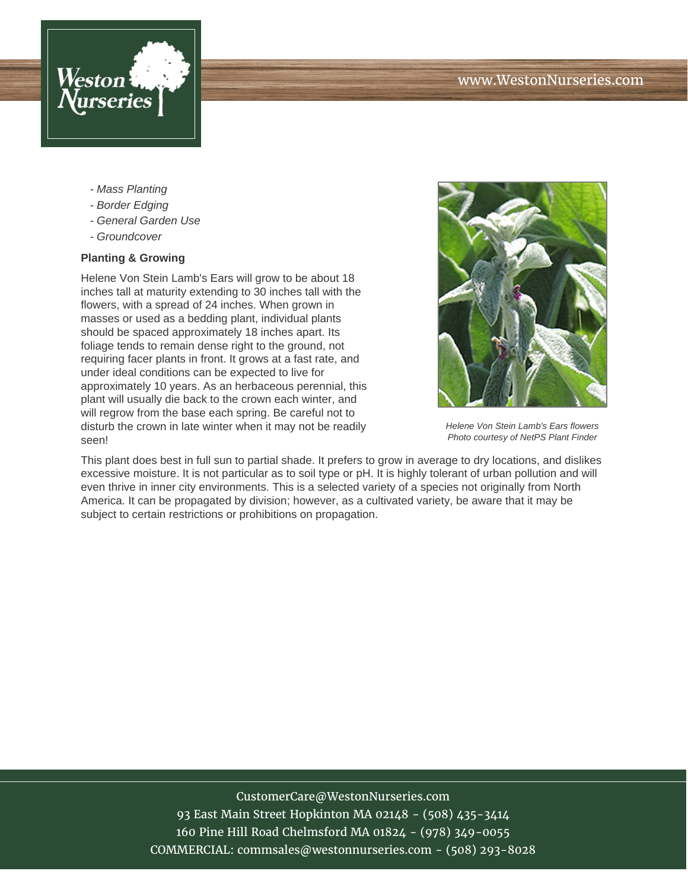- *Mass Planting*
- *Border Edging*
- *General Garden Use*
- *Groundcover*

**Planting & Growing**

Helene Von Stein Lamb's Ears will grow to be about 18 inches tall at maturity extending to 30 inches tall with the flowers, with a spread of 24 inches. When grown in masses or used as a bedding plant, individual plants should be spaced approximately 18 inches apart. Its foliage tends to remain dense right to the ground, not requiring facer plants in front. It grows at a fast rate, and under ideal conditions can be expected to live for approximately 10 years. As an herbaceous perennial, this plant will usually die back to the crown each winter, and will regrow from the base each spring. Be careful not to disturb the crown in late winter when it may not be readily seen!

*Helene Von Stein Lamb's Ears flowers*
*Photo courtesy of NetPS Plant Finder*

This plant does best in full sun to partial shade. It prefers to grow in average to dry locations, and dislikes excessive moisture. It is not particular as to soil type or pH. It is highly tolerant of urban pollution and will even thrive in inner city environments. This is a selected variety of a species not originally from North America. It can be propagated by division; however, as a cultivated variety, be aware that it may be subject to certain restrictions or prohibitions on propagation.